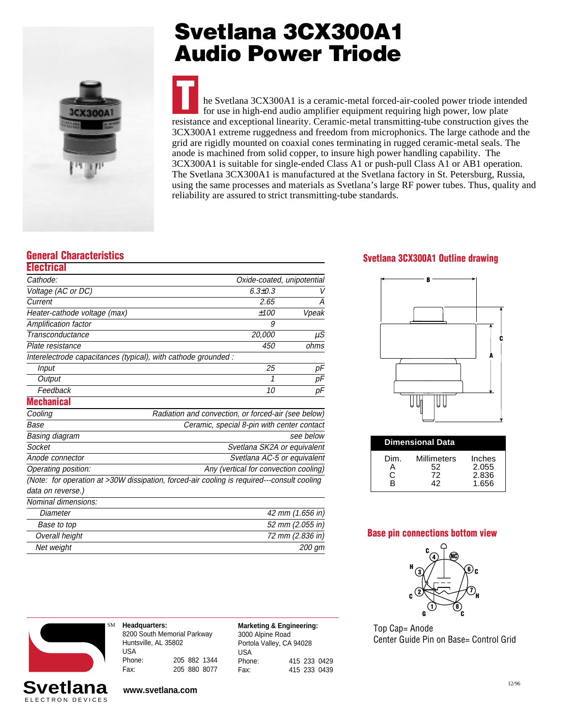# Svetlana 3CX300A1 Audio Power Triode

The Svetlana 3CX300A1 is a ceramic-metal forced-air-cooled power triode intended for use in high-end audio amplifier equipment requiring high power, low plate resistance and exceptional linearity. Ceramic-metal transmitting-tube construction gives the 3CX300A1 extreme ruggedness and freedom from microphonics. The large cathode and the grid are rigidly mounted on coaxial cones terminating in rugged ceramic-metal seals. The anode is machined from solid copper, to insure high power handling capability. The 3CX300A1 is suitable for single-ended Class A1 or push-pull Class A1 or AB1 operation. The Svetlana 3CX300A1 is manufactured at the Svetlana factory in St. Petersburg, Russia, using the same processes and materials as Svetlana's large RF power tubes. Thus, quality and reliability are assured to strict transmitting-tube standards.

## General Characteristics

### Electrical

| | | |
|---|---|---|
| Cathode: | Oxide-coated, unipotential | |
| Voltage (AC or DC) | 6.3±0.3 | V |
| Current | 2.65 | A |
| Heater-cathode voltage (max) | ±100 | Vpeak |
| Amplification factor | 9 | |
| Transconductance | 20,000 | µS |
| Plate resistance | 450 | ohms |
| Interelectrode capacitances (typical), with cathode grounded : | | |
| Input | 25 | pF |
| Output | 1 | pF |
| Feedback | 10 | pF |

### Mechanical

| | |
|---|---|
| Cooling | Radiation and convection, or forced-air (see below) |
| Base | Ceramic, special 8-pin with center contact |
| Basing diagram | see below |
| Socket | Svetlana SK2A or equivalent |
| Anode connector | Svetlana AC-5 or equivalent |
| Operating position: | Any (vertical for convection cooling) |

(Note: for operation at >30W dissipation, forced-air cooling is required---consult cooling data on reverse.)

| Nominal dimensions: | |
|---|---|
| Diameter | 42 mm (1.656 in) |
| Base to top | 52 mm (2.055 in) |
| Overall height | 72 mm (2.836 in) |
| Net weight | 200 gm |

## Svetlana 3CX300A1 Outline drawing

**Dimensional Data**

| Dim. | Millimeters | Inches |
|---|---|---|
| A | 52 | 2.055 |
| C | 72 | 2.836 |
| B | 42 | 1.656 |

## Base pin connections bottom view

Top Cap= Anode
Center Guide Pin on Base= Control Grid

**Headquarters:**
8200 South Memorial Parkway
Huntsville, AL 35802
USA
Phone: 205 882 1344
Fax: 205 880 8077

**Marketing & Engineering:**
3000 Alpine Road
Portola Valley, CA 94028
USA
Phone: 415 233 0429
Fax: 415 233 0439

Svetlana ELECTRON DEVICES

**www.svetlana.com**

12/96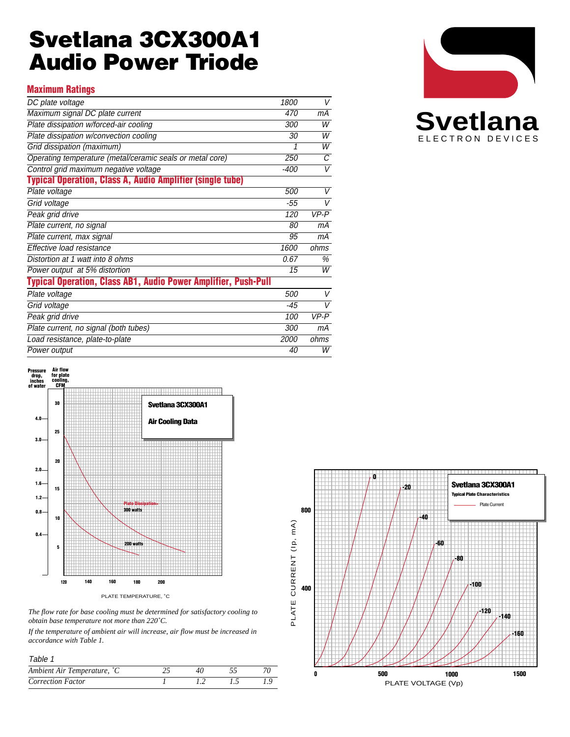# Svetlana 3CX300A1 Audio Power Triode

Svetlana
ELECTRON DEVICES

## Maximum Ratings

| | | |
|---|---|---|
| DC plate voltage | 1800 | V |
| Maximum signal DC plate current | 470 | mA |
| Plate dissipation w/forced-air cooling | 300 | W |
| Plate dissipation w/convection cooling | 30 | W |
| Grid dissipation (maximum) | 1 | W |
| Operating temperature (metal/ceramic seals or metal core) | 250 | C |
| Control grid maximum negative voltage | -400 | V |

## Typical Operation, Class A, Audio Amplifier (single tube)

| | | |
|---|---|---|
| Plate voltage | 500 | V |
| Grid voltage | -55 | V |
| Peak grid drive | 120 | VP-P |
| Plate current, no signal | 80 | mA |
| Plate current, max signal | 95 | mA |
| Effective load resistance | 1600 | ohms |
| Distortion at 1 watt into 8 ohms | 0.67 | % |
| Power output at 5% distortion | 15 | W |

## Typical Operation, Class AB1, Audio Power Amplifier, Push-Pull

| | | |
|---|---|---|
| Plate voltage | 500 | V |
| Grid voltage | -45 | V |
| Peak grid drive | 100 | VP-P |
| Plate current, no signal (both tubes) | 300 | mA |
| Load resistance, plate-to-plate | 2000 | ohms |
| Power output | 40 | W |

Svetlana 3CX300A1
Air Cooling Data

Pressure drop, inches of water
4.0
3.0
2.0
1.6
1.2
0.8
0.4

Air flow for plate cooling, CFM
30
25
20
15
10
5

Plate Dissipation=
300 watts
200 watts

120 140 160 180 200
PLATE TEMPERATURE, °C

*The flow rate for base cooling must be determined for satisfactory cooling to obtain base temperature not more than 220°C.*

*If the temperature of ambient air will increase, air flow must be increased in accordance with Table 1.*

*Table 1*

| | | | | |
|---|---|---|---|---|
| *Ambient Air Temperature, °C* | *25* | *40* | *55* | *70* |
| *Correction Factor* | *1* | *1.2* | *1.5* | *1.9* |

Svetlana 3CX300A1
Typical Plate Characteristics
Plate Current

PLATE CURRENT (Ip, mA)
800
400

0
-20
-40
-60
-80
-100
-120
-140
-160

0 500 1000 1500
PLATE VOLTAGE (Vp)